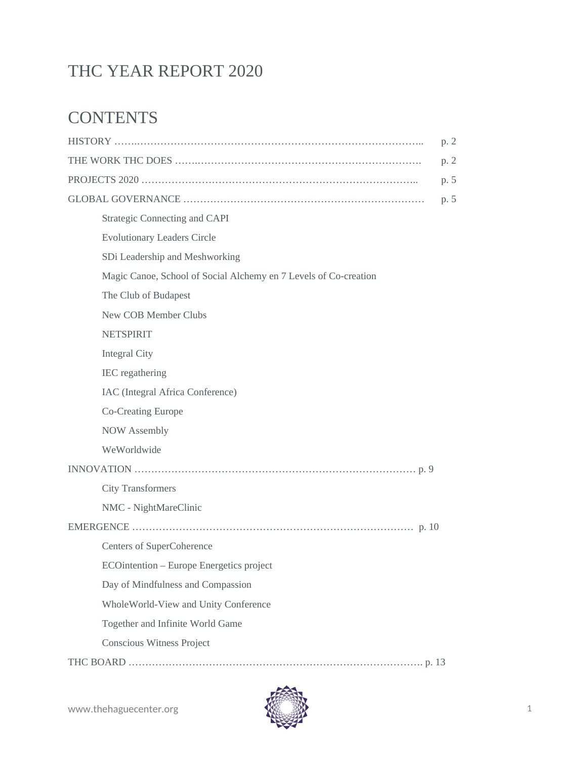# THC YEAR REPORT 2020

## CONTENTS

HISTORY …………………………………………………………………………………… p. 2

THE WORK THC DOES ………………………………………………………………… p. 2

PROJECTS 2020 ………………………………………………………………………… p. 5

GLOBAL GOVERNANCE ………………………………………………………………… p. 5

- Strategic Connecting and CAPI
- Evolutionary Leaders Circle
- SDi Leadership and Meshworking
- Magic Canoe, School of Social Alchemy en 7 Levels of Co-creation
- The Club of Budapest
- New COB Member Clubs
- NETSPIRIT
- Integral City
- IEC regathering
- IAC (Integral Africa Conference)
- Co-Creating Europe
- NOW Assembly
- WeWorldwide

INNOVATION …………………………………………………………………………… p. 9

- City Transformers
- NMC - NightMareClinic

EMERGENCE …………………………………………………………………………… p. 10

- Centers of SuperCoherence
- ECOintention – Europe Energetics project
- Day of Mindfulness and Compassion
- WholeWorld-View and Unity Conference
- Together and Infinite World Game
- Conscious Witness Project

THC BOARD ……………………………………………………………………………… p. 13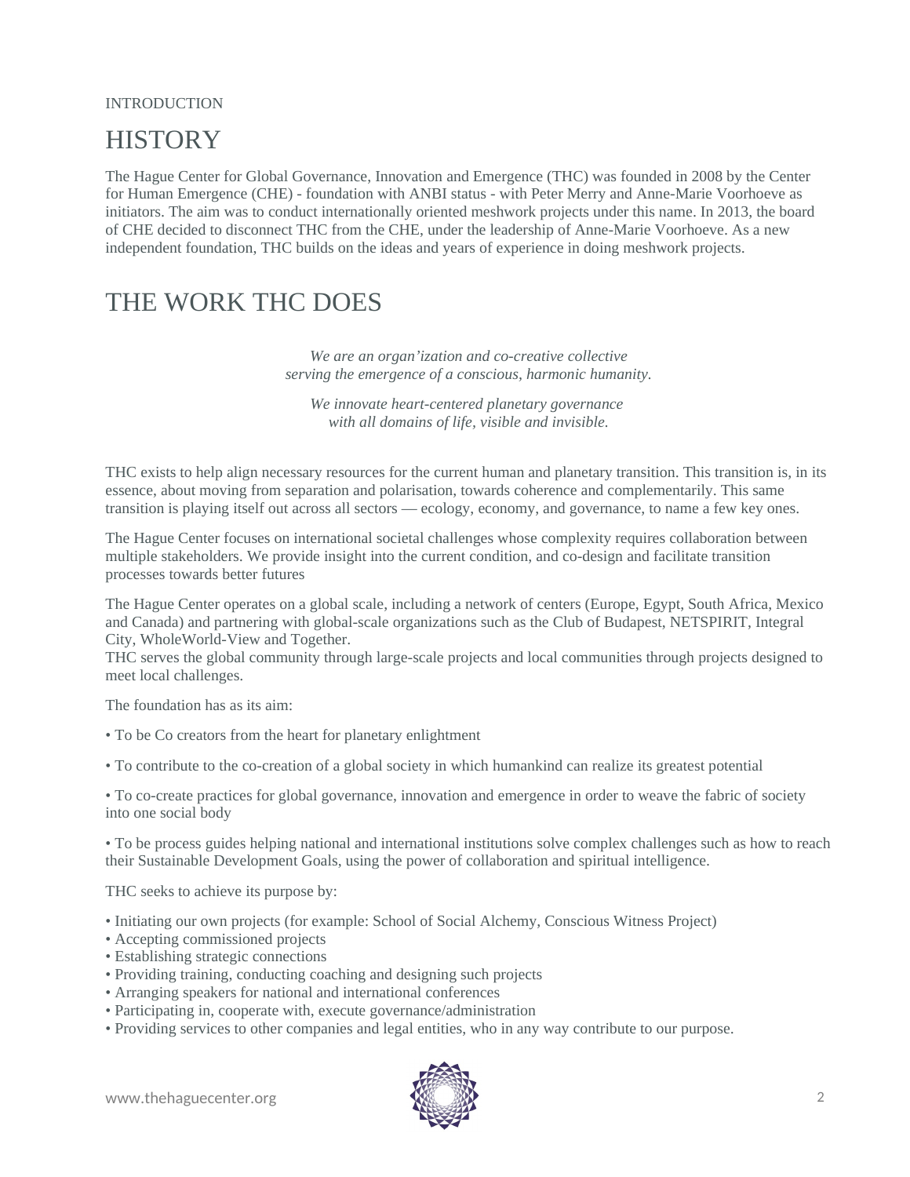INTRODUCTION

# HISTORY

The Hague Center for Global Governance, Innovation and Emergence (THC) was founded in 2008 by the Center for Human Emergence (CHE) - foundation with ANBI status - with Peter Merry and Anne-Marie Voorhoeve as initiators. The aim was to conduct internationally oriented meshwork projects under this name. In 2013, the board of CHE decided to disconnect THC from the CHE, under the leadership of Anne-Marie Voorhoeve. As a new independent foundation, THC builds on the ideas and years of experience in doing meshwork projects.

# THE WORK THC DOES

*We are an organ'ization and co-creative collective serving the emergence of a conscious, harmonic humanity.*

*We innovate heart-centered planetary governance with all domains of life, visible and invisible.*

THC exists to help align necessary resources for the current human and planetary transition. This transition is, in its essence, about moving from separation and polarisation, towards coherence and complementarily. This same transition is playing itself out across all sectors — ecology, economy, and governance, to name a few key ones.

The Hague Center focuses on international societal challenges whose complexity requires collaboration between multiple stakeholders. We provide insight into the current condition, and co-design and facilitate transition processes towards better futures

The Hague Center operates on a global scale, including a network of centers (Europe, Egypt, South Africa, Mexico and Canada) and partnering with global-scale organizations such as the Club of Budapest, NETSPIRIT, Integral City, WholeWorld-View and Together.
THC serves the global community through large-scale projects and local communities through projects designed to meet local challenges.

The foundation has as its aim:

- To be Co creators from the heart for planetary enlightment
- To contribute to the co-creation of a global society in which humankind can realize its greatest potential
- To co-create practices for global governance, innovation and emergence in order to weave the fabric of society into one social body
- To be process guides helping national and international institutions solve complex challenges such as how to reach their Sustainable Development Goals, using the power of collaboration and spiritual intelligence.

THC seeks to achieve its purpose by:

- Initiating our own projects (for example: School of Social Alchemy, Conscious Witness Project)
- Accepting commissioned projects
- Establishing strategic connections
- Providing training, conducting coaching and designing such projects
- Arranging speakers for national and international conferences
- Participating in, cooperate with, execute governance/administration
- Providing services to other companies and legal entities, who in any way contribute to our purpose.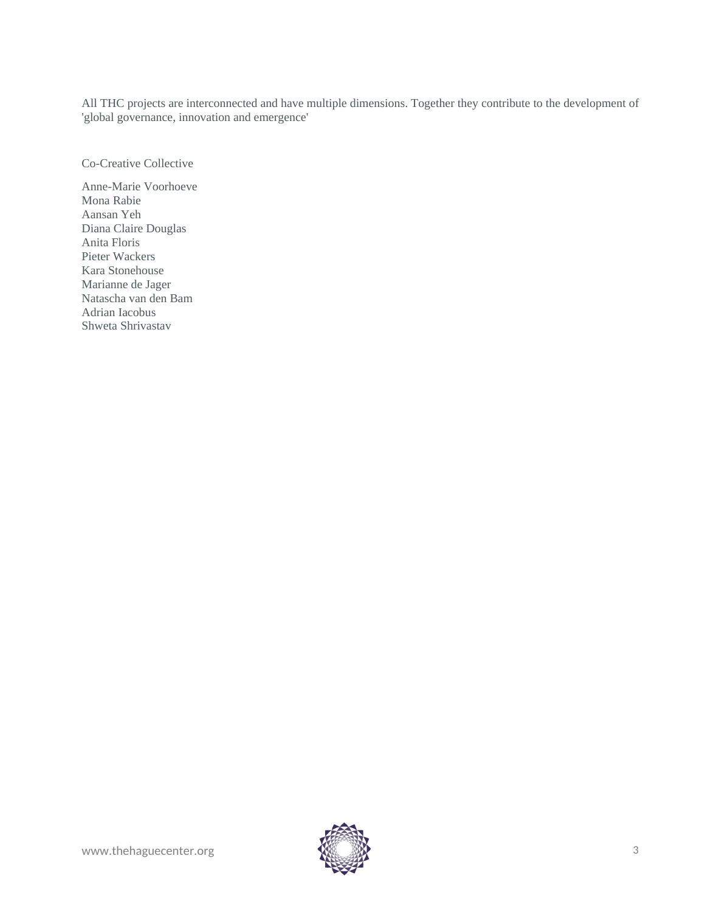All THC projects are interconnected and have multiple dimensions. Together they contribute to the development of 'global governance, innovation and emergence'

Co-Creative Collective

Anne-Marie Voorhoeve
Mona Rabie
Aansan Yeh
Diana Claire Douglas
Anita Floris
Pieter Wackers
Kara Stonehouse
Marianne de Jager
Natascha van den Bam
Adrian Iacobus
Shweta Shrivastav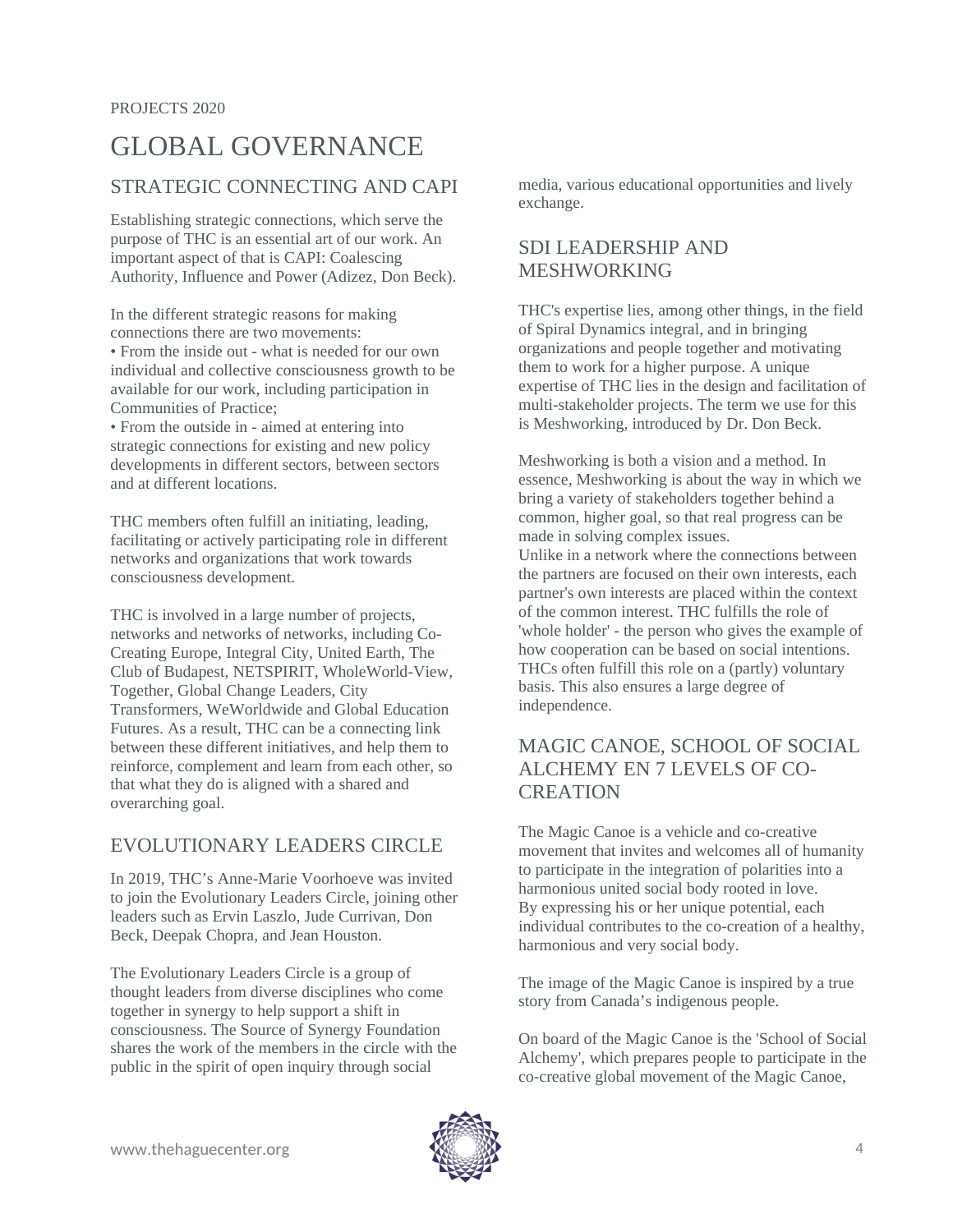PROJECTS 2020

# GLOBAL GOVERNANCE

## STRATEGIC CONNECTING AND CAPI

Establishing strategic connections, which serve the purpose of THC is an essential art of our work. An important aspect of that is CAPI: Coalescing Authority, Influence and Power (Adizez, Don Beck).

In the different strategic reasons for making connections there are two movements:

- From the inside out - what is needed for our own individual and collective consciousness growth to be available for our work, including participation in Communities of Practice;
- From the outside in - aimed at entering into strategic connections for existing and new policy developments in different sectors, between sectors and at different locations.

THC members often fulfill an initiating, leading, facilitating or actively participating role in different networks and organizations that work towards consciousness development.

THC is involved in a large number of projects, networks and networks of networks, including Co-Creating Europe, Integral City, United Earth, The Club of Budapest, NETSPIRIT, WholeWorld-View, Together, Global Change Leaders, City Transformers, WeWorldwide and Global Education Futures. As a result, THC can be a connecting link between these different initiatives, and help them to reinforce, complement and learn from each other, so that what they do is aligned with a shared and overarching goal.

## EVOLUTIONARY LEADERS CIRCLE

In 2019, THC's Anne-Marie Voorhoeve was invited to join the Evolutionary Leaders Circle, joining other leaders such as Ervin Laszlo, Jude Currivan, Don Beck, Deepak Chopra, and Jean Houston.

The Evolutionary Leaders Circle is a group of thought leaders from diverse disciplines who come together in synergy to help support a shift in consciousness. The Source of Synergy Foundation shares the work of the members in the circle with the public in the spirit of open inquiry through social media, various educational opportunities and lively exchange.

## SDI LEADERSHIP AND MESHWORKING

THC's expertise lies, among other things, in the field of Spiral Dynamics integral, and in bringing organizations and people together and motivating them to work for a higher purpose. A unique expertise of THC lies in the design and facilitation of multi-stakeholder projects. The term we use for this is Meshworking, introduced by Dr. Don Beck.

Meshworking is both a vision and a method. In essence, Meshworking is about the way in which we bring a variety of stakeholders together behind a common, higher goal, so that real progress can be made in solving complex issues.
Unlike in a network where the connections between the partners are focused on their own interests, each partner's own interests are placed within the context of the common interest. THC fulfills the role of 'whole holder' - the person who gives the example of how cooperation can be based on social intentions. THCs often fulfill this role on a (partly) voluntary basis. This also ensures a large degree of independence.

## MAGIC CANOE, SCHOOL OF SOCIAL ALCHEMY EN 7 LEVELS OF CO-CREATION

The Magic Canoe is a vehicle and co-creative movement that invites and welcomes all of humanity to participate in the integration of polarities into a harmonious united social body rooted in love.
By expressing his or her unique potential, each individual contributes to the co-creation of a healthy, harmonious and very social body.

The image of the Magic Canoe is inspired by a true story from Canada's indigenous people.

On board of the Magic Canoe is the 'School of Social Alchemy', which prepares people to participate in the co-creative global movement of the Magic Canoe,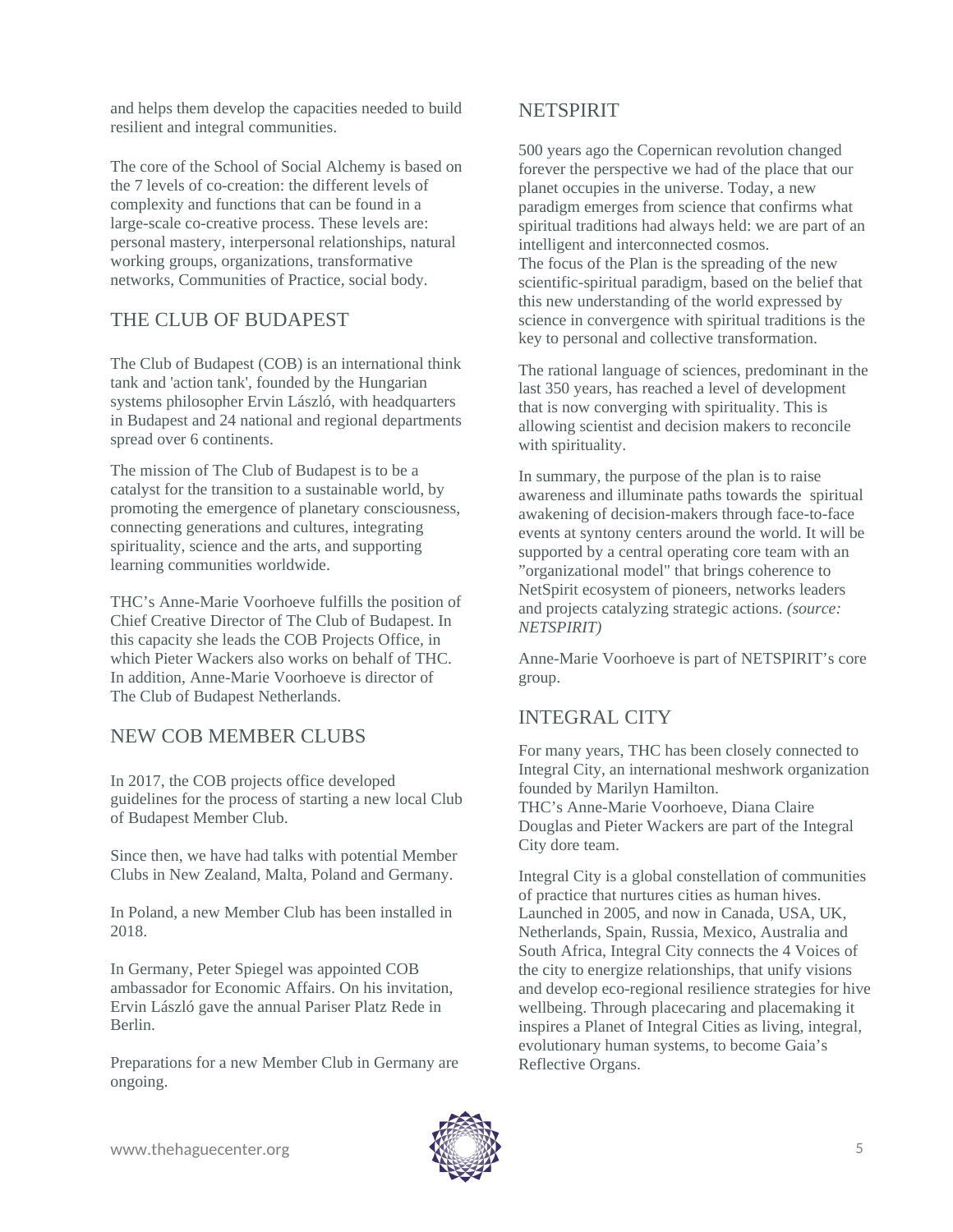and helps them develop the capacities needed to build resilient and integral communities.

The core of the School of Social Alchemy is based on the 7 levels of co-creation: the different levels of complexity and functions that can be found in a large-scale co-creative process. These levels are: personal mastery, interpersonal relationships, natural working groups, organizations, transformative networks, Communities of Practice, social body.

## THE CLUB OF BUDAPEST

The Club of Budapest (COB) is an international think tank and 'action tank', founded by the Hungarian systems philosopher Ervin László, with headquarters in Budapest and 24 national and regional departments spread over 6 continents.

The mission of The Club of Budapest is to be a catalyst for the transition to a sustainable world, by promoting the emergence of planetary consciousness, connecting generations and cultures, integrating spirituality, science and the arts, and supporting learning communities worldwide.

THC's Anne-Marie Voorhoeve fulfills the position of Chief Creative Director of The Club of Budapest. In this capacity she leads the COB Projects Office, in which Pieter Wackers also works on behalf of THC. In addition, Anne-Marie Voorhoeve is director of The Club of Budapest Netherlands.

## NEW COB MEMBER CLUBS

In 2017, the COB projects office developed guidelines for the process of starting a new local Club of Budapest Member Club.

Since then, we have had talks with potential Member Clubs in New Zealand, Malta, Poland and Germany.

In Poland, a new Member Club has been installed in 2018.

In Germany, Peter Spiegel was appointed COB ambassador for Economic Affairs. On his invitation, Ervin László gave the annual Pariser Platz Rede in Berlin.

Preparations for a new Member Club in Germany are ongoing.

## NETSPIRIT

500 years ago the Copernican revolution changed forever the perspective we had of the place that our planet occupies in the universe. Today, a new paradigm emerges from science that confirms what spiritual traditions had always held: we are part of an intelligent and interconnected cosmos.
The focus of the Plan is the spreading of the new scientific-spiritual paradigm, based on the belief that this new understanding of the world expressed by science in convergence with spiritual traditions is the key to personal and collective transformation.

The rational language of sciences, predominant in the last 350 years, has reached a level of development that is now converging with spirituality. This is allowing scientist and decision makers to reconcile with spirituality.

In summary, the purpose of the plan is to raise awareness and illuminate paths towards the spiritual awakening of decision-makers through face-to-face events at syntony centers around the world. It will be supported by a central operating core team with an "organizational model" that brings coherence to NetSpirit ecosystem of pioneers, networks leaders and projects catalyzing strategic actions. *(source: NETSPIRIT)*

Anne-Marie Voorhoeve is part of NETSPIRIT's core group.

## INTEGRAL CITY

For many years, THC has been closely connected to Integral City, an international meshwork organization founded by Marilyn Hamilton.
THC's Anne-Marie Voorhoeve, Diana Claire Douglas and Pieter Wackers are part of the Integral City dore team.

Integral City is a global constellation of communities of practice that nurtures cities as human hives. Launched in 2005, and now in Canada, USA, UK, Netherlands, Spain, Russia, Mexico, Australia and South Africa, Integral City connects the 4 Voices of the city to energize relationships, that unify visions and develop eco-regional resilience strategies for hive wellbeing. Through placecaring and placemaking it inspires a Planet of Integral Cities as living, integral, evolutionary human systems, to become Gaia's Reflective Organs.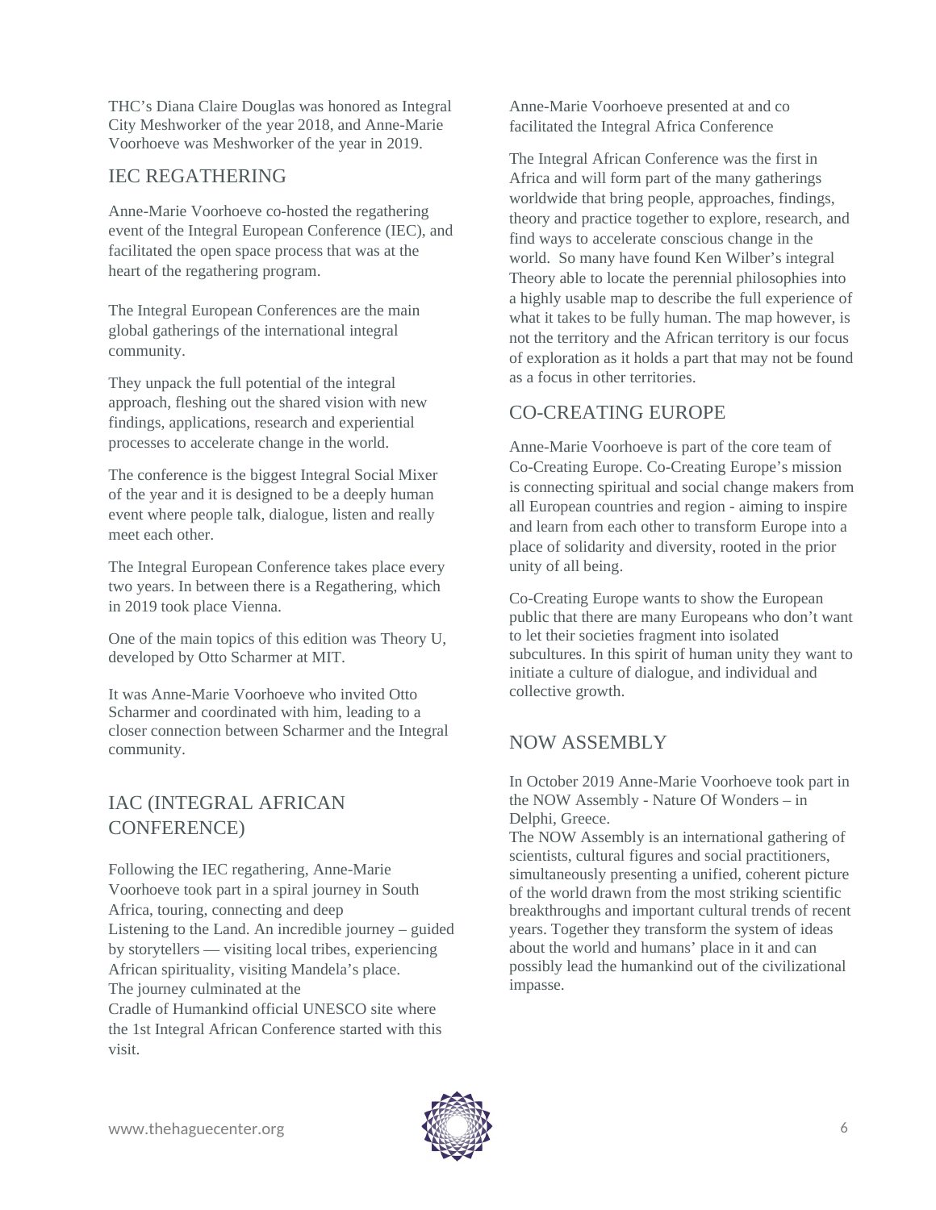THC's Diana Claire Douglas was honored as Integral City Meshworker of the year 2018, and Anne-Marie Voorhoeve was Meshworker of the year in 2019.

## IEC REGATHERING

Anne-Marie Voorhoeve co-hosted the regathering event of the Integral European Conference (IEC), and facilitated the open space process that was at the heart of the regathering program.

The Integral European Conferences are the main global gatherings of the international integral community.

They unpack the full potential of the integral approach, fleshing out the shared vision with new findings, applications, research and experiential processes to accelerate change in the world.

The conference is the biggest Integral Social Mixer of the year and it is designed to be a deeply human event where people talk, dialogue, listen and really meet each other.

The Integral European Conference takes place every two years. In between there is a Regathering, which in 2019 took place Vienna.

One of the main topics of this edition was Theory U, developed by Otto Scharmer at MIT.

It was Anne-Marie Voorhoeve who invited Otto Scharmer and coordinated with him, leading to a closer connection between Scharmer and the Integral community.

## IAC (INTEGRAL AFRICAN CONFERENCE)

Following the IEC regathering, Anne-Marie Voorhoeve took part in a spiral journey in South Africa, touring, connecting and deep
Listening to the Land. An incredible journey – guided by storytellers — visiting local tribes, experiencing African spirituality, visiting Mandela's place.
The journey culminated at the
Cradle of Humankind official UNESCO site where the 1st Integral African Conference started with this visit.

Anne-Marie Voorhoeve presented at and co facilitated the Integral Africa Conference

The Integral African Conference was the first in Africa and will form part of the many gatherings worldwide that bring people, approaches, findings, theory and practice together to explore, research, and find ways to accelerate conscious change in the world. So many have found Ken Wilber's integral Theory able to locate the perennial philosophies into a highly usable map to describe the full experience of what it takes to be fully human. The map however, is not the territory and the African territory is our focus of exploration as it holds a part that may not be found as a focus in other territories.

## CO-CREATING EUROPE

Anne-Marie Voorhoeve is part of the core team of Co-Creating Europe. Co-Creating Europe's mission is connecting spiritual and social change makers from all European countries and region - aiming to inspire and learn from each other to transform Europe into a place of solidarity and diversity, rooted in the prior unity of all being.

Co-Creating Europe wants to show the European public that there are many Europeans who don't want to let their societies fragment into isolated subcultures. In this spirit of human unity they want to initiate a culture of dialogue, and individual and collective growth.

## NOW ASSEMBLY

In October 2019 Anne-Marie Voorhoeve took part in the NOW Assembly - Nature Of Wonders – in Delphi, Greece.
The NOW Assembly is an international gathering of scientists, cultural figures and social practitioners, simultaneously presenting a unified, coherent picture of the world drawn from the most striking scientific breakthroughs and important cultural trends of recent years. Together they transform the system of ideas about the world and humans' place in it and can possibly lead the humankind out of the civilizational impasse.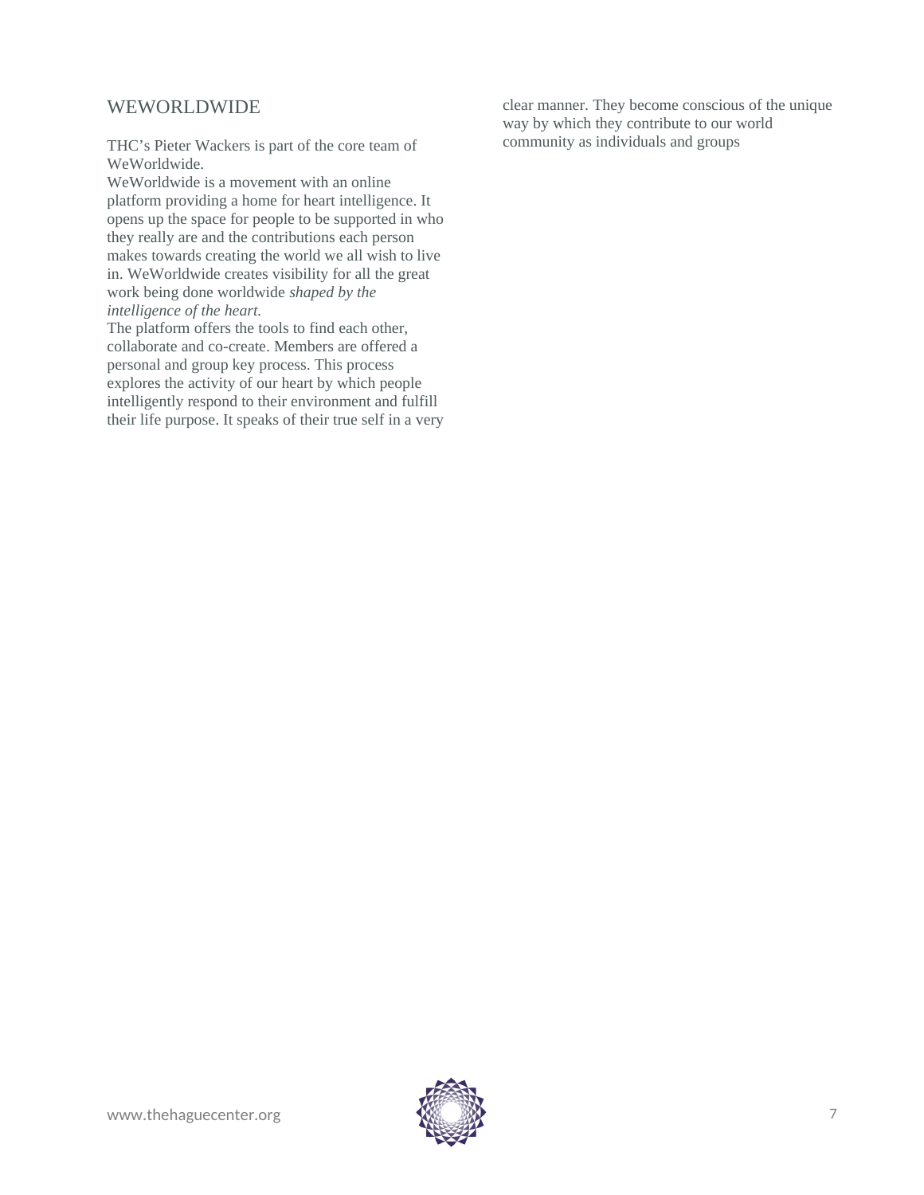## WEWORLDWIDE

THC's Pieter Wackers is part of the core team of WeWorldwide.

WeWorldwide is a movement with an online platform providing a home for heart intelligence. It opens up the space for people to be supported in who they really are and the contributions each person makes towards creating the world we all wish to live in. WeWorldwide creates visibility for all the great work being done worldwide *shaped by the intelligence of the heart.*

The platform offers the tools to find each other, collaborate and co-create. Members are offered a personal and group key process. This process explores the activity of our heart by which people intelligently respond to their environment and fulfill their life purpose. It speaks of their true self in a very clear manner. They become conscious of the unique way by which they contribute to our world community as individuals and groups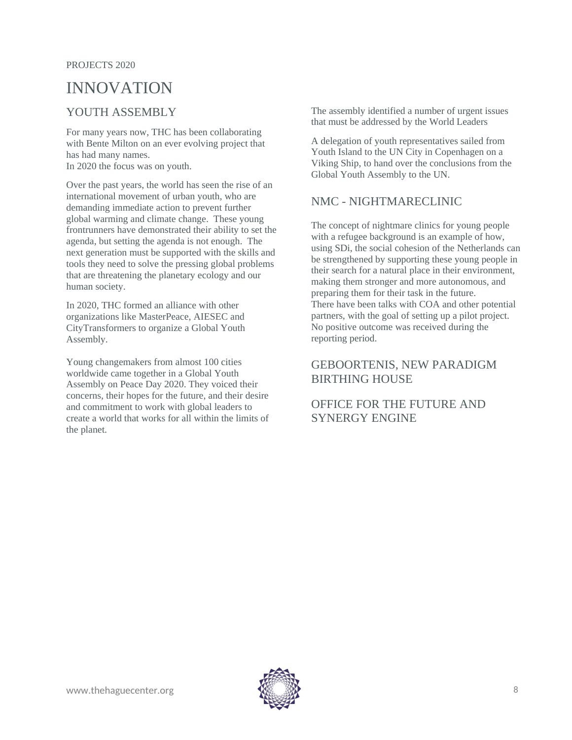PROJECTS 2020

# INNOVATION

## YOUTH ASSEMBLY

For many years now, THC has been collaborating with Bente Milton on an ever evolving project that has had many names.
In 2020 the focus was on youth.

Over the past years, the world has seen the rise of an international movement of urban youth, who are demanding immediate action to prevent further global warming and climate change. These young frontrunners have demonstrated their ability to set the agenda, but setting the agenda is not enough. The next generation must be supported with the skills and tools they need to solve the pressing global problems that are threatening the planetary ecology and our human society.

In 2020, THC formed an alliance with other organizations like MasterPeace, AIESEC and CityTransformers to organize a Global Youth Assembly.

Young changemakers from almost 100 cities worldwide came together in a Global Youth Assembly on Peace Day 2020. They voiced their concerns, their hopes for the future, and their desire and commitment to work with global leaders to create a world that works for all within the limits of the planet.

The assembly identified a number of urgent issues that must be addressed by the World Leaders

A delegation of youth representatives sailed from Youth Island to the UN City in Copenhagen on a Viking Ship, to hand over the conclusions from the Global Youth Assembly to the UN.

## NMC - NIGHTMARECLINIC

The concept of nightmare clinics for young people with a refugee background is an example of how, using SDi, the social cohesion of the Netherlands can be strengthened by supporting these young people in their search for a natural place in their environment, making them stronger and more autonomous, and preparing them for their task in the future.
There have been talks with COA and other potential partners, with the goal of setting up a pilot project. No positive outcome was received during the reporting period.

## GEBOORTENIS, NEW PARADIGM BIRTHING HOUSE

## OFFICE FOR THE FUTURE AND SYNERGY ENGINE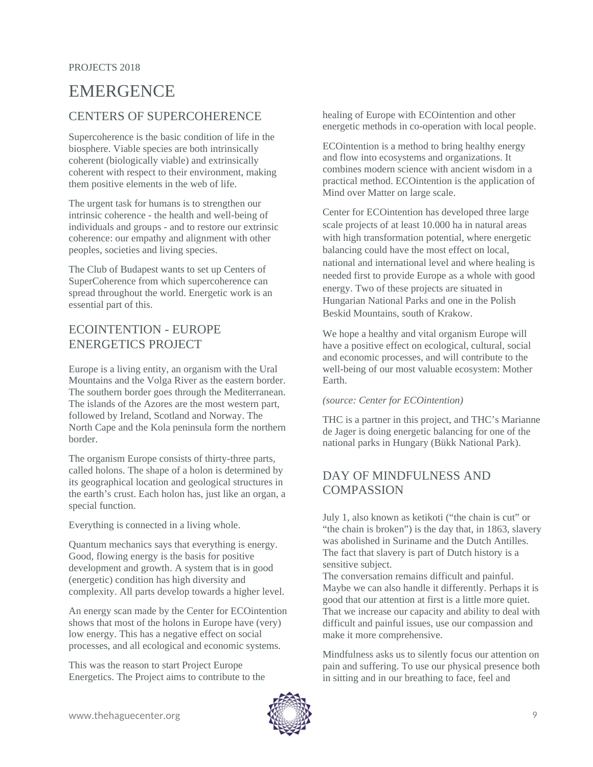PROJECTS 2018

# EMERGENCE

## CENTERS OF SUPERCOHERENCE

Supercoherence is the basic condition of life in the biosphere. Viable species are both intrinsically coherent (biologically viable) and extrinsically coherent with respect to their environment, making them positive elements in the web of life.

The urgent task for humans is to strengthen our intrinsic coherence - the health and well-being of individuals and groups - and to restore our extrinsic coherence: our empathy and alignment with other peoples, societies and living species.

The Club of Budapest wants to set up Centers of SuperCoherence from which supercoherence can spread throughout the world. Energetic work is an essential part of this.

## ECOINTENTION - EUROPE ENERGETICS PROJECT

Europe is a living entity, an organism with the Ural Mountains and the Volga River as the eastern border. The southern border goes through the Mediterranean. The islands of the Azores are the most western part, followed by Ireland, Scotland and Norway. The North Cape and the Kola peninsula form the northern border.

The organism Europe consists of thirty-three parts, called holons. The shape of a holon is determined by its geographical location and geological structures in the earth's crust. Each holon has, just like an organ, a special function.

Everything is connected in a living whole.

Quantum mechanics says that everything is energy. Good, flowing energy is the basis for positive development and growth. A system that is in good (energetic) condition has high diversity and complexity. All parts develop towards a higher level.

An energy scan made by the Center for ECOintention shows that most of the holons in Europe have (very) low energy. This has a negative effect on social processes, and all ecological and economic systems.

This was the reason to start Project Europe Energetics. The Project aims to contribute to the healing of Europe with ECOintention and other energetic methods in co-operation with local people.

ECOintention is a method to bring healthy energy and flow into ecosystems and organizations. It combines modern science with ancient wisdom in a practical method. ECOintention is the application of Mind over Matter on large scale.

Center for ECOintention has developed three large scale projects of at least 10.000 ha in natural areas with high transformation potential, where energetic balancing could have the most effect on local, national and international level and where healing is needed first to provide Europe as a whole with good energy. Two of these projects are situated in Hungarian National Parks and one in the Polish Beskid Mountains, south of Krakow.

We hope a healthy and vital organism Europe will have a positive effect on ecological, cultural, social and economic processes, and will contribute to the well-being of our most valuable ecosystem: Mother Earth.

*(source: Center for ECOintention)*

THC is a partner in this project, and THC's Marianne de Jager is doing energetic balancing for one of the national parks in Hungary (Bükk National Park).

## DAY OF MINDFULNESS AND COMPASSION

July 1, also known as ketikoti ("the chain is cut" or "the chain is broken") is the day that, in 1863, slavery was abolished in Suriname and the Dutch Antilles. The fact that slavery is part of Dutch history is a sensitive subject.
The conversation remains difficult and painful. Maybe we can also handle it differently. Perhaps it is good that our attention at first is a little more quiet. That we increase our capacity and ability to deal with difficult and painful issues, use our compassion and make it more comprehensive.

Mindfulness asks us to silently focus our attention on pain and suffering. To use our physical presence both in sitting and in our breathing to face, feel and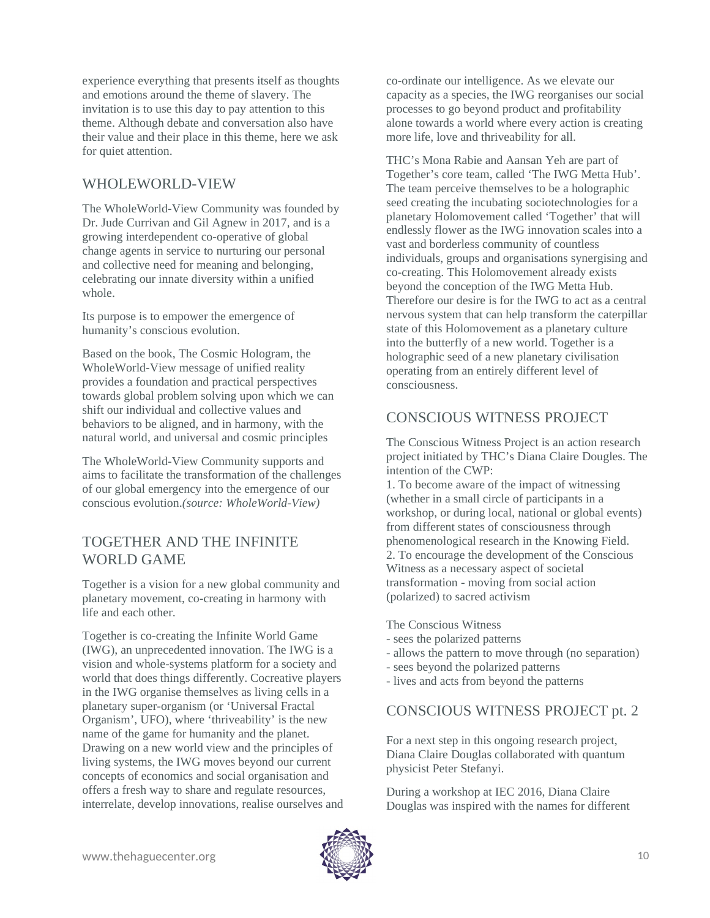experience everything that presents itself as thoughts and emotions around the theme of slavery. The invitation is to use this day to pay attention to this theme. Although debate and conversation also have their value and their place in this theme, here we ask for quiet attention.

## WHOLEWORLD-VIEW

The WholeWorld-View Community was founded by Dr. Jude Currivan and Gil Agnew in 2017, and is a growing interdependent co-operative of global change agents in service to nurturing our personal and collective need for meaning and belonging, celebrating our innate diversity within a unified whole.

Its purpose is to empower the emergence of humanity's conscious evolution.

Based on the book, The Cosmic Hologram, the WholeWorld-View message of unified reality provides a foundation and practical perspectives towards global problem solving upon which we can shift our individual and collective values and behaviors to be aligned, and in harmony, with the natural world, and universal and cosmic principles

The WholeWorld-View Community supports and aims to facilitate the transformation of the challenges of our global emergency into the emergence of our conscious evolution.*(source: WholeWorld-View)*

## TOGETHER AND THE INFINITE WORLD GAME

Together is a vision for a new global community and planetary movement, co-creating in harmony with life and each other.

Together is co-creating the Infinite World Game (IWG), an unprecedented innovation. The IWG is a vision and whole-systems platform for a society and world that does things differently. Cocreative players in the IWG organise themselves as living cells in a planetary super-organism (or 'Universal Fractal Organism', UFO), where 'thriveability' is the new name of the game for humanity and the planet. Drawing on a new world view and the principles of living systems, the IWG moves beyond our current concepts of economics and social organisation and offers a fresh way to share and regulate resources, interrelate, develop innovations, realise ourselves and co-ordinate our intelligence. As we elevate our capacity as a species, the IWG reorganises our social processes to go beyond product and profitability alone towards a world where every action is creating more life, love and thriveability for all.

THC's Mona Rabie and Aansan Yeh are part of Together's core team, called 'The IWG Metta Hub'. The team perceive themselves to be a holographic seed creating the incubating sociotechnologies for a planetary Holomovement called 'Together' that will endlessly flower as the IWG innovation scales into a vast and borderless community of countless individuals, groups and organisations synergising and co-creating. This Holomovement already exists beyond the conception of the IWG Metta Hub. Therefore our desire is for the IWG to act as a central nervous system that can help transform the caterpillar state of this Holomovement as a planetary culture into the butterfly of a new world. Together is a holographic seed of a new planetary civilisation operating from an entirely different level of consciousness.

## CONSCIOUS WITNESS PROJECT

The Conscious Witness Project is an action research project initiated by THC's Diana Claire Dougles. The intention of the CWP:

1. To become aware of the impact of witnessing (whether in a small circle of participants in a workshop, or during local, national or global events) from different states of consciousness through phenomenological research in the Knowing Field.
2. To encourage the development of the Conscious Witness as a necessary aspect of societal transformation - moving from social action (polarized) to sacred activism

The Conscious Witness

- sees the polarized patterns
- allows the pattern to move through (no separation)
- sees beyond the polarized patterns
- lives and acts from beyond the patterns

## CONSCIOUS WITNESS PROJECT pt. 2

For a next step in this ongoing research project, Diana Claire Douglas collaborated with quantum physicist Peter Stefanyi.

During a workshop at IEC 2016, Diana Claire Douglas was inspired with the names for different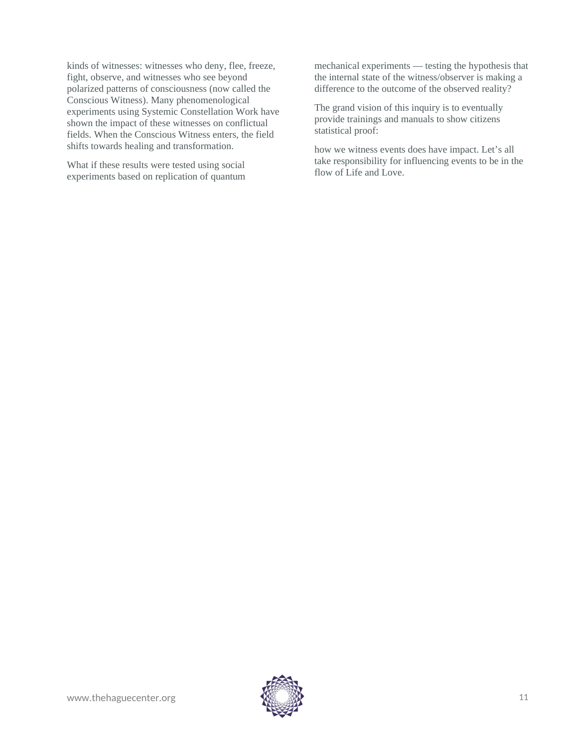kinds of witnesses: witnesses who deny, flee, freeze, fight, observe, and witnesses who see beyond polarized patterns of consciousness (now called the Conscious Witness). Many phenomenological experiments using Systemic Constellation Work have shown the impact of these witnesses on conflictual fields. When the Conscious Witness enters, the field shifts towards healing and transformation.

What if these results were tested using social experiments based on replication of quantum mechanical experiments — testing the hypothesis that the internal state of the witness/observer is making a difference to the outcome of the observed reality?

The grand vision of this inquiry is to eventually provide trainings and manuals to show citizens statistical proof:

how we witness events does have impact. Let's all take responsibility for influencing events to be in the flow of Life and Love.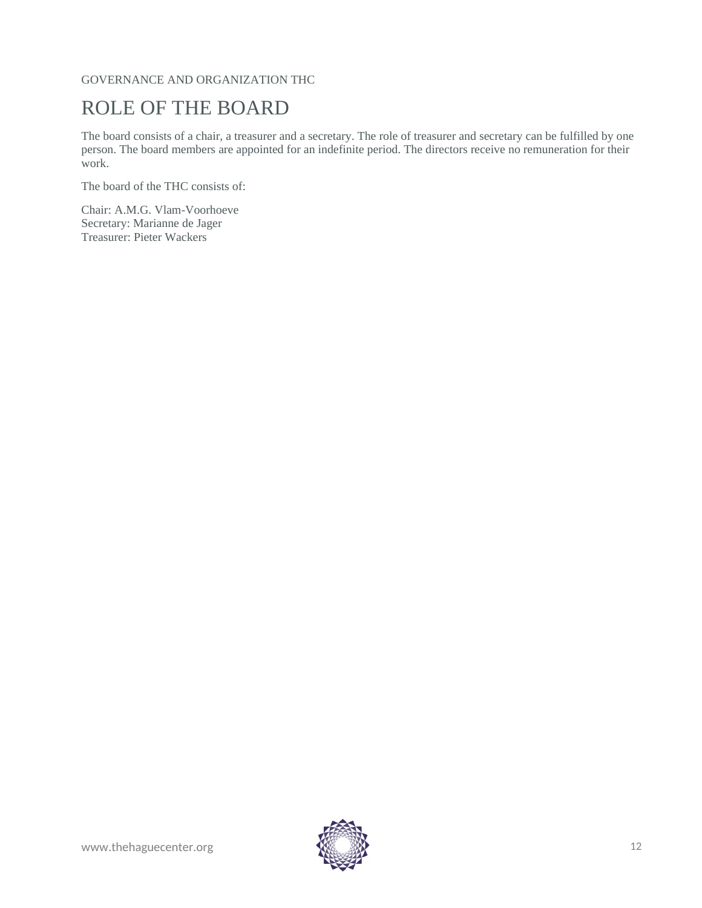GOVERNANCE AND ORGANIZATION THC

# ROLE OF THE BOARD

The board consists of a chair, a treasurer and a secretary. The role of treasurer and secretary can be fulfilled by one person. The board members are appointed for an indefinite period. The directors receive no remuneration for their work.

The board of the THC consists of:

Chair: A.M.G. Vlam-Voorhoeve
Secretary: Marianne de Jager
Treasurer: Pieter Wackers